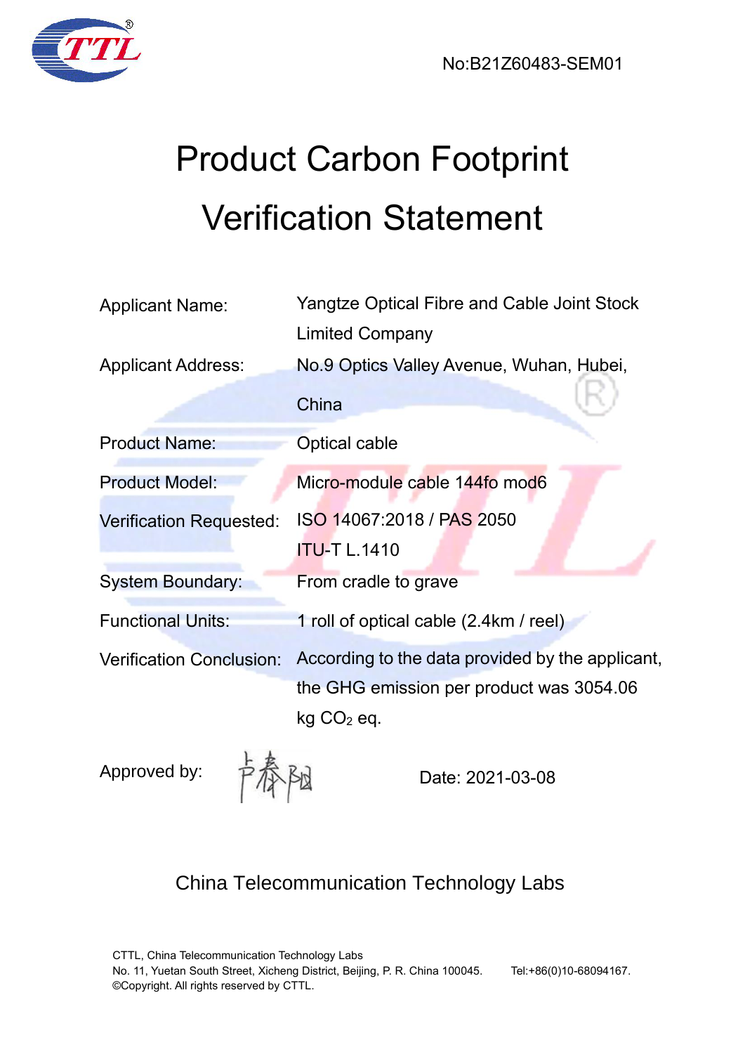No:B21Z60483-SEM01

# Product Carbon Footprint Verification Statement

| | |
|---|---|
| Applicant Name: | Yangtze Optical Fibre and Cable Joint Stock Limited Company |
| Applicant Address: | No.9 Optics Valley Avenue, Wuhan, Hubei, China |
| Product Name: | Optical cable |
| Product Model: | Micro-module cable 144fo mod6 |
| Verification Requested: | ISO 14067:2018 / PAS 2050<br>ITU-T L.1410 |
| System Boundary: | From cradle to grave |
| Functional Units: | 1 roll of optical cable (2.4km / reel) |
| Verification Conclusion: | According to the data provided by the applicant, the GHG emission per product was 3054.06 kg $CO_2$ eq. |

Approved by: 卢春阳

Date: 2021-03-08

China Telecommunication Technology Labs

CTTL, China Telecommunication Technology Labs
No. 11, Yuetan South Street, Xicheng District, Beijing, P. R. China 100045. Tel:+86(0)10-68094167.
©Copyright. All rights reserved by CTTL.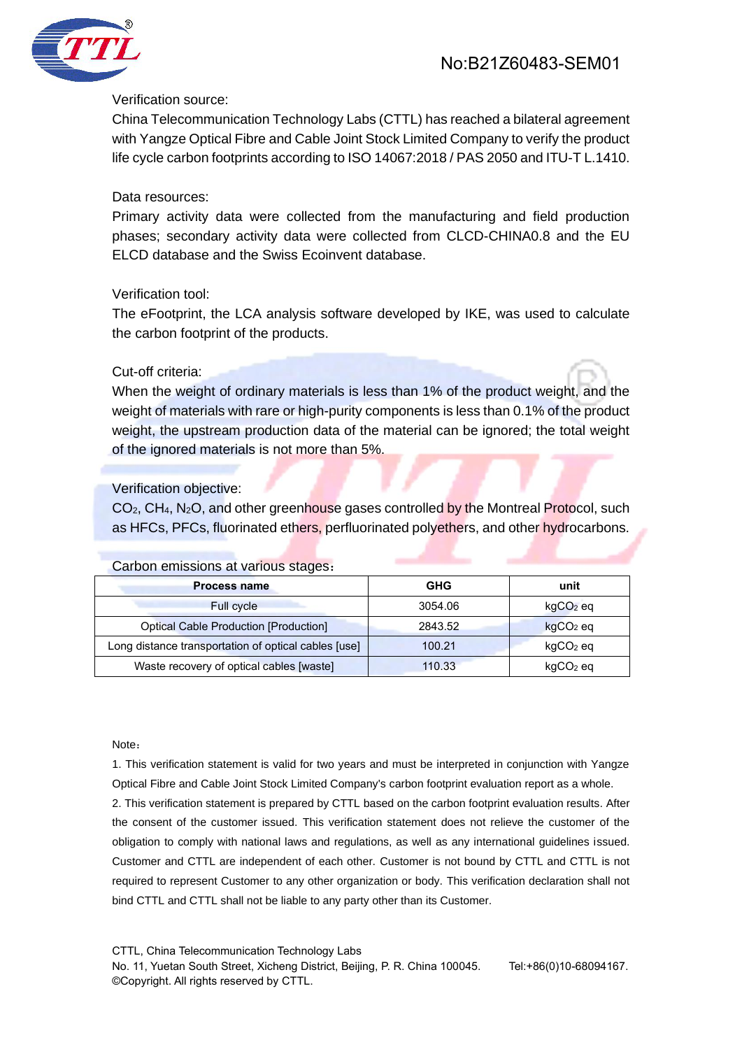No:B21Z60483-SEM01

Verification source:

China Telecommunication Technology Labs (CTTL) has reached a bilateral agreement with Yangze Optical Fibre and Cable Joint Stock Limited Company to verify the product life cycle carbon footprints according to ISO 14067:2018 / PAS 2050 and ITU-T L.1410.

Data resources:

Primary activity data were collected from the manufacturing and field production phases; secondary activity data were collected from CLCD-CHINA0.8 and the EU ELCD database and the Swiss Ecoinvent database.

Verification tool:

The eFootprint, the LCA analysis software developed by IKE, was used to calculate the carbon footprint of the products.

Cut-off criteria:

When the weight of ordinary materials is less than 1% of the product weight, and the weight of materials with rare or high-purity components is less than 0.1% of the product weight, the upstream production data of the material can be ignored; the total weight of the ignored materials is not more than 5%.

Verification objective:

$CO_2$, $CH_4$, $N_2O$, and other greenhouse gases controlled by the Montreal Protocol, such as HFCs, PFCs, fluorinated ethers, perfluorinated polyethers, and other hydrocarbons.

Carbon emissions at various stages：

| Process name | GHG | unit |
| --- | --- | --- |
| Full cycle | 3054.06 | kg$CO_2$ eq |
| Optical Cable Production [Production] | 2843.52 | kg$CO_2$ eq |
| Long distance transportation of optical cables [use] | 100.21 | kg$CO_2$ eq |
| Waste recovery of optical cables [waste] | 110.33 | kg$CO_2$ eq |

Note：

1. This verification statement is valid for two years and must be interpreted in conjunction with Yangze Optical Fibre and Cable Joint Stock Limited Company's carbon footprint evaluation report as a whole.
2. This verification statement is prepared by CTTL based on the carbon footprint evaluation results. After the consent of the customer issued. This verification statement does not relieve the customer of the obligation to comply with national laws and regulations, as well as any international guidelines issued. Customer and CTTL are independent of each other. Customer is not bound by CTTL and CTTL is not required to represent Customer to any other organization or body. This verification declaration shall not bind CTTL and CTTL shall not be liable to any party other than its Customer.

CTTL, China Telecommunication Technology Labs

No. 11, Yuetan South Street, Xicheng District, Beijing, P. R. China 100045. Tel:+86(0)10-68094167.

©Copyright. All rights reserved by CTTL.